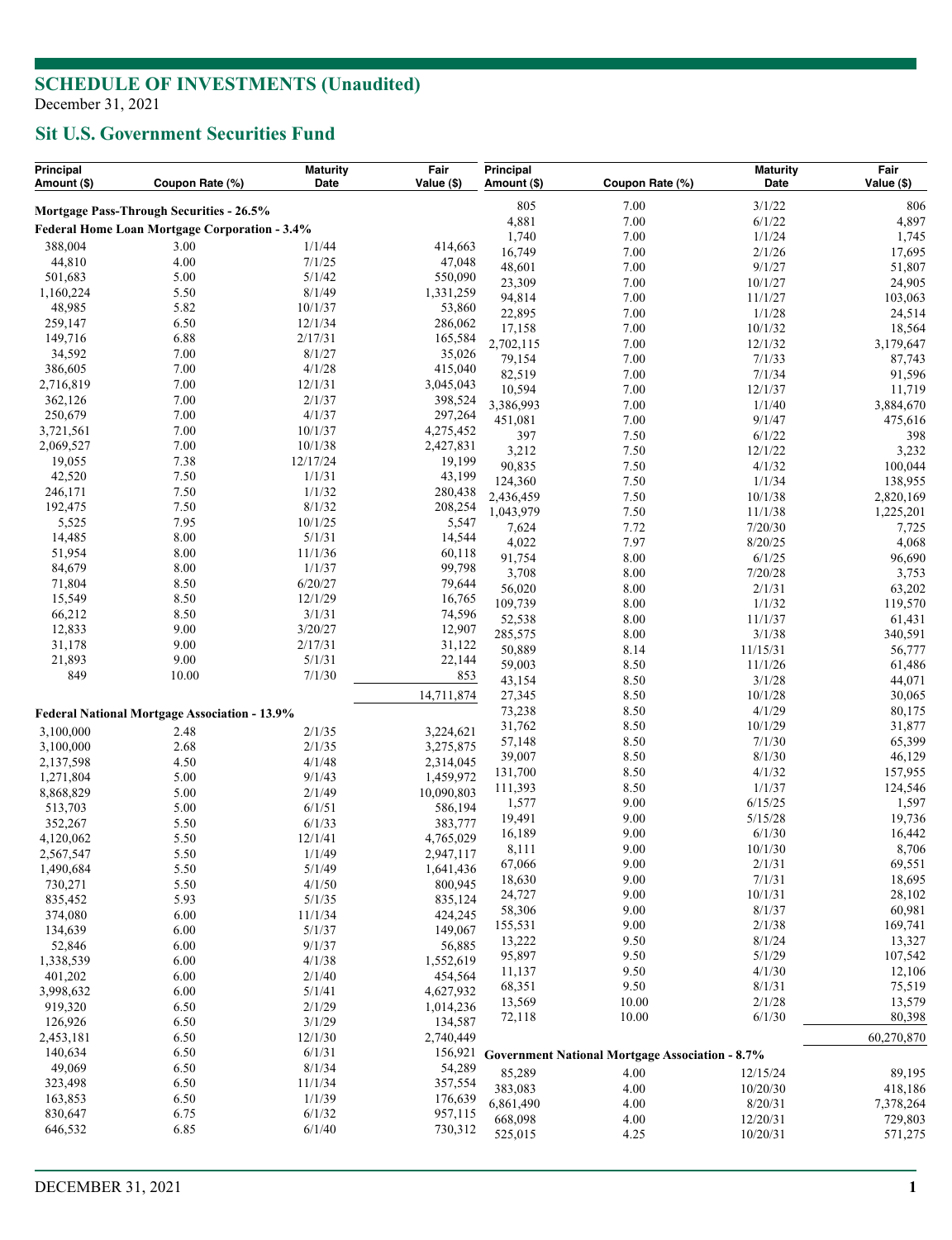# SCHEDULE OF INVESTMENTS (Unaudited)

December 31, 2021

## Sit U.S. Government Securities Fund

| Principal Amount ($) | Coupon Rate (%) | Maturity Date | Fair Value ($) |
|---|---|---|---|
| **Mortgage Pass-Through Securities - 26.5%** | | | |
| **Federal Home Loan Mortgage Corporation - 3.4%** | | | |
| 388,004 | 3.00 | 1/1/44 | 414,663 |
| 44,810 | 4.00 | 7/1/25 | 47,048 |
| 501,683 | 5.00 | 5/1/42 | 550,090 |
| 1,160,224 | 5.50 | 8/1/49 | 1,331,259 |
| 48,985 | 5.82 | 10/1/37 | 53,860 |
| 259,147 | 6.50 | 12/1/34 | 286,062 |
| 149,716 | 6.88 | 2/17/31 | 165,584 |
| 34,592 | 7.00 | 8/1/27 | 35,026 |
| 386,605 | 7.00 | 4/1/28 | 415,040 |
| 2,716,819 | 7.00 | 12/1/31 | 3,045,043 |
| 362,126 | 7.00 | 2/1/37 | 398,524 |
| 250,679 | 7.00 | 4/1/37 | 297,264 |
| 3,721,561 | 7.00 | 10/1/37 | 4,275,452 |
| 2,069,527 | 7.00 | 10/1/38 | 2,427,831 |
| 19,055 | 7.38 | 12/17/24 | 19,199 |
| 42,520 | 7.50 | 1/1/31 | 43,199 |
| 246,171 | 7.50 | 1/1/32 | 280,438 |
| 192,475 | 7.50 | 8/1/32 | 208,254 |
| 5,525 | 7.95 | 10/1/25 | 5,547 |
| 14,485 | 8.00 | 5/1/31 | 14,544 |
| 51,954 | 8.00 | 11/1/36 | 60,118 |
| 84,679 | 8.00 | 1/1/37 | 99,798 |
| 71,804 | 8.50 | 6/20/27 | 79,644 |
| 15,549 | 8.50 | 12/1/29 | 16,765 |
| 66,212 | 8.50 | 3/1/31 | 74,596 |
| 12,833 | 9.00 | 3/20/27 | 12,907 |
| 31,178 | 9.00 | 2/17/31 | 31,122 |
| 21,893 | 9.00 | 5/1/31 | 22,144 |
| 849 | 10.00 | 7/1/30 | 853 |
| | | | 14,711,874 |
| **Federal National Mortgage Association - 13.9%** | | | |
| 3,100,000 | 2.48 | 2/1/35 | 3,224,621 |
| 3,100,000 | 2.68 | 2/1/35 | 3,275,875 |
| 2,137,598 | 4.50 | 4/1/48 | 2,314,045 |
| 1,271,804 | 5.00 | 9/1/43 | 1,459,972 |
| 8,868,829 | 5.00 | 2/1/49 | 10,090,803 |
| 513,703 | 5.00 | 6/1/51 | 586,194 |
| 352,267 | 5.50 | 6/1/33 | 383,777 |
| 4,120,062 | 5.50 | 12/1/41 | 4,765,029 |
| 2,567,547 | 5.50 | 1/1/49 | 2,947,117 |
| 1,490,684 | 5.50 | 5/1/49 | 1,641,436 |
| 730,271 | 5.50 | 4/1/50 | 800,945 |
| 835,452 | 5.93 | 5/1/35 | 835,124 |
| 374,080 | 6.00 | 11/1/34 | 424,245 |
| 134,639 | 6.00 | 5/1/37 | 149,067 |
| 52,846 | 6.00 | 9/1/37 | 56,885 |
| 1,338,539 | 6.00 | 4/1/38 | 1,552,619 |
| 401,202 | 6.00 | 2/1/40 | 454,564 |
| 3,998,632 | 6.00 | 5/1/41 | 4,627,932 |
| 919,320 | 6.50 | 2/1/29 | 1,014,236 |
| 126,926 | 6.50 | 3/1/29 | 134,587 |
| 2,453,181 | 6.50 | 12/1/30 | 2,740,449 |
| 140,634 | 6.50 | 6/1/31 | 156,921 |
| 49,069 | 6.50 | 8/1/34 | 54,289 |
| 323,498 | 6.50 | 11/1/34 | 357,554 |
| 163,853 | 6.50 | 1/1/39 | 176,639 |
| 830,647 | 6.75 | 6/1/32 | 957,115 |
| 646,532 | 6.85 | 6/1/40 | 730,312 |
| 805 | 7.00 | 3/1/22 | 806 |
| 4,881 | 7.00 | 6/1/22 | 4,897 |
| 1,740 | 7.00 | 1/1/24 | 1,745 |
| 16,749 | 7.00 | 2/1/26 | 17,695 |
| 48,601 | 7.00 | 9/1/27 | 51,807 |
| 23,309 | 7.00 | 10/1/27 | 24,905 |
| 94,814 | 7.00 | 11/1/27 | 103,063 |
| 22,895 | 7.00 | 1/1/28 | 24,514 |
| 17,158 | 7.00 | 10/1/32 | 18,564 |
| 2,702,115 | 7.00 | 12/1/32 | 3,179,647 |
| 79,154 | 7.00 | 7/1/33 | 87,743 |
| 82,519 | 7.00 | 7/1/34 | 91,596 |
| 10,594 | 7.00 | 12/1/37 | 11,719 |
| 3,386,993 | 7.00 | 1/1/40 | 3,884,670 |
| 451,081 | 7.00 | 9/1/47 | 475,616 |
| 397 | 7.50 | 6/1/22 | 398 |
| 3,212 | 7.50 | 12/1/22 | 3,232 |
| 90,835 | 7.50 | 4/1/32 | 100,044 |
| 124,360 | 7.50 | 1/1/34 | 138,955 |
| 2,436,459 | 7.50 | 10/1/38 | 2,820,169 |
| 1,043,979 | 7.50 | 11/1/38 | 1,225,201 |
| 7,624 | 7.72 | 7/20/30 | 7,725 |
| 4,022 | 7.97 | 8/20/25 | 4,068 |
| 91,754 | 8.00 | 6/1/25 | 96,690 |
| 3,708 | 8.00 | 7/20/28 | 3,753 |
| 56,020 | 8.00 | 2/1/31 | 63,202 |
| 109,739 | 8.00 | 1/1/32 | 119,570 |
| 52,538 | 8.00 | 11/1/37 | 61,431 |
| 285,575 | 8.00 | 3/1/38 | 340,591 |
| 50,889 | 8.14 | 11/15/31 | 56,777 |
| 59,003 | 8.50 | 11/1/26 | 61,486 |
| 43,154 | 8.50 | 3/1/28 | 44,071 |
| 27,345 | 8.50 | 10/1/28 | 30,065 |
| 73,238 | 8.50 | 4/1/29 | 80,175 |
| 31,762 | 8.50 | 10/1/29 | 31,877 |
| 57,148 | 8.50 | 7/1/30 | 65,399 |
| 39,007 | 8.50 | 8/1/30 | 46,129 |
| 131,700 | 8.50 | 4/1/32 | 157,955 |
| 111,393 | 8.50 | 1/1/37 | 124,546 |
| 1,577 | 9.00 | 6/15/25 | 1,597 |
| 19,491 | 9.00 | 5/15/28 | 19,736 |
| 16,189 | 9.00 | 6/1/30 | 16,442 |
| 8,111 | 9.00 | 10/1/30 | 8,706 |
| 67,066 | 9.00 | 2/1/31 | 69,551 |
| 18,630 | 9.00 | 7/1/31 | 18,695 |
| 24,727 | 9.00 | 10/1/31 | 28,102 |
| 58,306 | 9.00 | 8/1/37 | 60,981 |
| 155,531 | 9.00 | 2/1/38 | 169,741 |
| 13,222 | 9.50 | 8/1/24 | 13,327 |
| 95,897 | 9.50 | 5/1/29 | 107,542 |
| 11,137 | 9.50 | 4/1/30 | 12,106 |
| 68,351 | 9.50 | 8/1/31 | 75,519 |
| 13,569 | 10.00 | 2/1/28 | 13,579 |
| 72,118 | 10.00 | 6/1/30 | 80,398 |
| | | | 60,270,870 |
| **Government National Mortgage Association - 8.7%** | | | |
| 85,289 | 4.00 | 12/15/24 | 89,195 |
| 383,083 | 4.00 | 10/20/30 | 418,186 |
| 6,861,490 | 4.00 | 8/20/31 | 7,378,264 |
| 668,098 | 4.00 | 12/20/31 | 729,803 |
| 525,015 | 4.25 | 10/20/31 | 571,275 |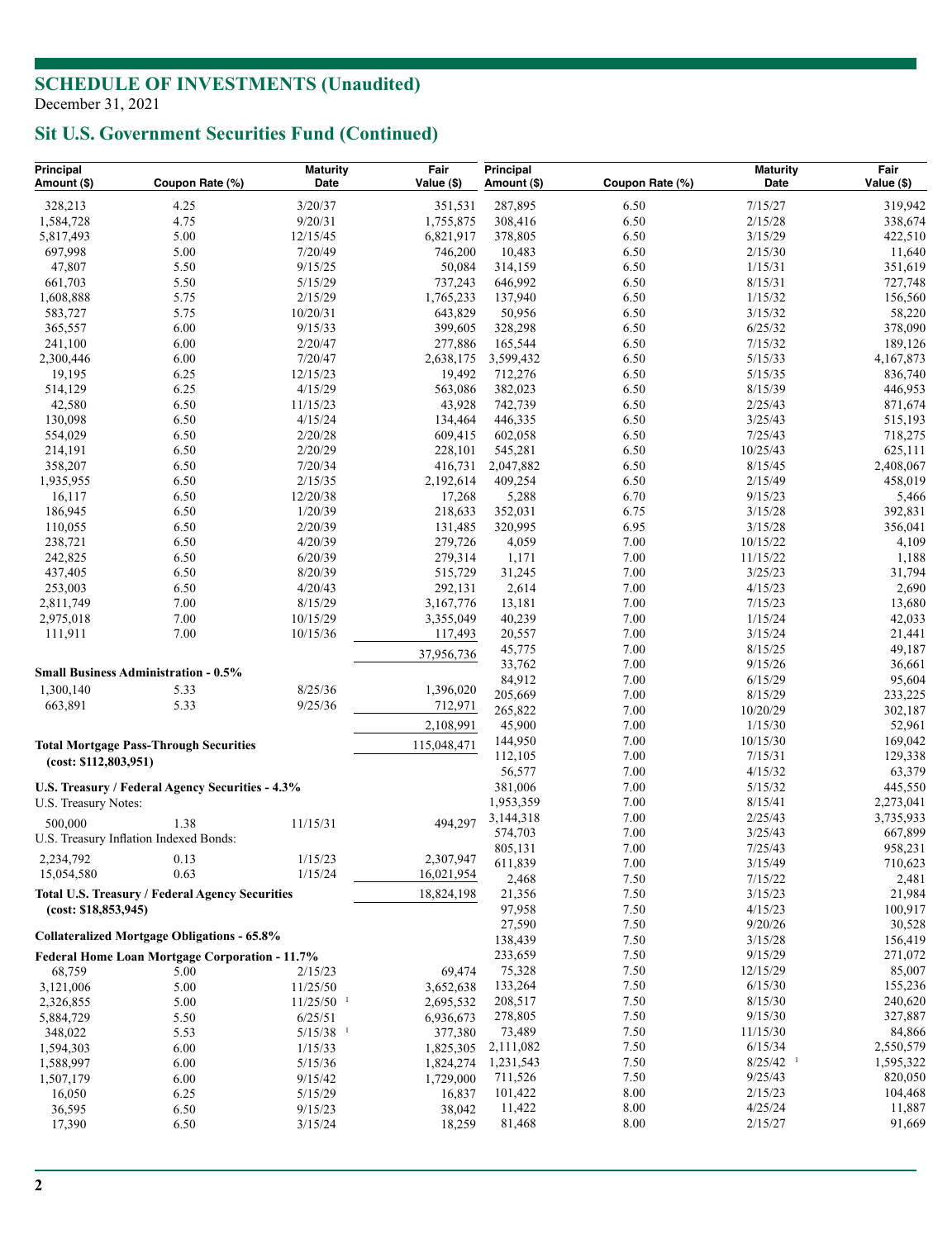## SCHEDULE OF INVESTMENTS (Unaudited)

December 31, 2021

## Sit U.S. Government Securities Fund (Continued)

| Principal Amount ($) | Coupon Rate (%) | Maturity Date | Fair Value ($) |
|---|---|---|---|
| 328,213 | 4.25 | 3/20/37 | 351,531 |
| 1,584,728 | 4.75 | 9/20/31 | 1,755,875 |
| 5,817,493 | 5.00 | 12/15/45 | 6,821,917 |
| 697,998 | 5.00 | 7/20/49 | 746,200 |
| 47,807 | 5.50 | 9/15/25 | 50,084 |
| 661,703 | 5.50 | 5/15/29 | 737,243 |
| 1,608,888 | 5.75 | 2/15/29 | 1,765,233 |
| 583,727 | 5.75 | 10/20/31 | 643,829 |
| 365,557 | 6.00 | 9/15/33 | 399,605 |
| 241,100 | 6.00 | 2/20/47 | 277,886 |
| 2,300,446 | 6.00 | 7/20/47 | 2,638,175 |
| 19,195 | 6.25 | 12/15/23 | 19,492 |
| 514,129 | 6.25 | 4/15/29 | 563,086 |
| 42,580 | 6.50 | 11/15/23 | 43,928 |
| 130,098 | 6.50 | 4/15/24 | 134,464 |
| 554,029 | 6.50 | 2/20/28 | 609,415 |
| 214,191 | 6.50 | 2/20/29 | 228,101 |
| 358,207 | 6.50 | 7/20/34 | 416,731 |
| 1,935,955 | 6.50 | 2/15/35 | 2,192,614 |
| 16,117 | 6.50 | 12/20/38 | 17,268 |
| 186,945 | 6.50 | 1/20/39 | 218,633 |
| 110,055 | 6.50 | 2/20/39 | 131,485 |
| 238,721 | 6.50 | 4/20/39 | 279,726 |
| 242,825 | 6.50 | 6/20/39 | 279,314 |
| 437,405 | 6.50 | 8/20/39 | 515,729 |
| 253,003 | 6.50 | 4/20/43 | 292,131 |
| 2,811,749 | 7.00 | 8/15/29 | 3,167,776 |
| 2,975,018 | 7.00 | 10/15/29 | 3,355,049 |
| 111,911 | 7.00 | 10/15/36 | 117,493 |
| | | | 37,956,736 |
| **Small Business Administration - 0.5%** | | | |
| 1,300,140 | 5.33 | 8/25/36 | 1,396,020 |
| 663,891 | 5.33 | 9/25/36 | 712,971 |
| | | | 2,108,991 |
| **Total Mortgage Pass-Through Securities (cost: $112,803,951)** | | | 115,048,471 |
| **U.S. Treasury / Federal Agency Securities - 4.3%** | | | |
| U.S. Treasury Notes: | | | |
| 500,000 | 1.38 | 11/15/31 | 494,297 |
| U.S. Treasury Inflation Indexed Bonds: | | | |
| 2,234,792 | 0.13 | 1/15/23 | 2,307,947 |
| 15,054,580 | 0.63 | 1/15/24 | 16,021,954 |
| **Total U.S. Treasury / Federal Agency Securities (cost: $18,853,945)** | | | 18,824,198 |
| **Collateralized Mortgage Obligations - 65.8%** | | | |
| **Federal Home Loan Mortgage Corporation - 11.7%** | | | |
| 68,759 | 5.00 | 2/15/23 | 69,474 |
| 3,121,006 | 5.00 | 11/25/50 | 3,652,638 |
| 2,326,855 | 5.00 | 11/25/50 [1] | 2,695,532 |
| 5,884,729 | 5.50 | 6/25/51 | 6,936,673 |
| 348,022 | 5.53 | 5/15/38 [1] | 377,380 |
| 1,594,303 | 6.00 | 1/15/33 | 1,825,305 |
| 1,588,997 | 6.00 | 5/15/36 | 1,824,274 |
| 1,507,179 | 6.00 | 9/15/42 | 1,729,000 |
| 16,050 | 6.25 | 5/15/29 | 16,837 |
| 36,595 | 6.50 | 9/15/23 | 38,042 |
| 17,390 | 6.50 | 3/15/24 | 18,259 |
| 287,895 | 6.50 | 7/15/27 | 319,942 |
| 308,416 | 6.50 | 2/15/28 | 338,674 |
| 378,805 | 6.50 | 3/15/29 | 422,510 |
| 10,483 | 6.50 | 2/15/30 | 11,640 |
| 314,159 | 6.50 | 1/15/31 | 351,619 |
| 646,992 | 6.50 | 8/15/31 | 727,748 |
| 137,940 | 6.50 | 1/15/32 | 156,560 |
| 50,956 | 6.50 | 3/15/32 | 58,220 |
| 328,298 | 6.50 | 6/25/32 | 378,090 |
| 165,544 | 6.50 | 7/15/32 | 189,126 |
| 3,599,432 | 6.50 | 5/15/33 | 4,167,873 |
| 712,276 | 6.50 | 5/15/35 | 836,740 |
| 382,023 | 6.50 | 8/15/39 | 446,953 |
| 742,739 | 6.50 | 2/25/43 | 871,674 |
| 446,335 | 6.50 | 3/25/43 | 515,193 |
| 602,058 | 6.50 | 7/25/43 | 718,275 |
| 545,281 | 6.50 | 10/25/43 | 625,111 |
| 2,047,882 | 6.50 | 8/15/45 | 2,408,067 |
| 409,254 | 6.50 | 2/15/49 | 458,019 |
| 5,288 | 6.70 | 9/15/23 | 5,466 |
| 352,031 | 6.75 | 3/15/28 | 392,831 |
| 320,995 | 6.95 | 3/15/28 | 356,041 |
| 4,059 | 7.00 | 10/15/22 | 4,109 |
| 1,171 | 7.00 | 11/15/22 | 1,188 |
| 31,245 | 7.00 | 3/25/23 | 31,794 |
| 2,614 | 7.00 | 4/15/23 | 2,690 |
| 13,181 | 7.00 | 7/15/23 | 13,680 |
| 40,239 | 7.00 | 1/15/24 | 42,033 |
| 20,557 | 7.00 | 3/15/24 | 21,441 |
| 45,775 | 7.00 | 8/15/25 | 49,187 |
| 33,762 | 7.00 | 9/15/26 | 36,661 |
| 84,912 | 7.00 | 6/15/29 | 95,604 |
| 205,669 | 7.00 | 8/15/29 | 233,225 |
| 265,822 | 7.00 | 10/20/29 | 302,187 |
| 45,900 | 7.00 | 1/15/30 | 52,961 |
| 144,950 | 7.00 | 10/15/30 | 169,042 |
| 112,105 | 7.00 | 7/15/31 | 129,338 |
| 56,577 | 7.00 | 4/15/32 | 63,379 |
| 381,006 | 7.00 | 5/15/32 | 445,550 |
| 1,953,359 | 7.00 | 8/15/41 | 2,273,041 |
| 3,144,318 | 7.00 | 2/25/43 | 3,735,933 |
| 574,703 | 7.00 | 3/25/43 | 667,899 |
| 805,131 | 7.00 | 7/25/43 | 958,231 |
| 611,839 | 7.00 | 3/15/49 | 710,623 |
| 2,468 | 7.50 | 7/15/22 | 2,481 |
| 21,356 | 7.50 | 3/15/23 | 21,984 |
| 97,958 | 7.50 | 4/15/23 | 100,917 |
| 27,590 | 7.50 | 9/20/26 | 30,528 |
| 138,439 | 7.50 | 3/15/28 | 156,419 |
| 233,659 | 7.50 | 9/15/29 | 271,072 |
| 75,328 | 7.50 | 12/15/29 | 85,007 |
| 133,264 | 7.50 | 6/15/30 | 155,236 |
| 208,517 | 7.50 | 8/15/30 | 240,620 |
| 278,805 | 7.50 | 9/15/30 | 327,887 |
| 73,489 | 7.50 | 11/15/30 | 84,866 |
| 2,111,082 | 7.50 | 6/15/34 | 2,550,579 |
| 1,231,543 | 7.50 | 8/25/42 [1] | 1,595,322 |
| 711,526 | 7.50 | 9/25/43 | 820,050 |
| 101,422 | 8.00 | 2/15/23 | 104,468 |
| 11,422 | 8.00 | 4/25/24 | 11,887 |
| 81,468 | 8.00 | 2/15/27 | 91,669 |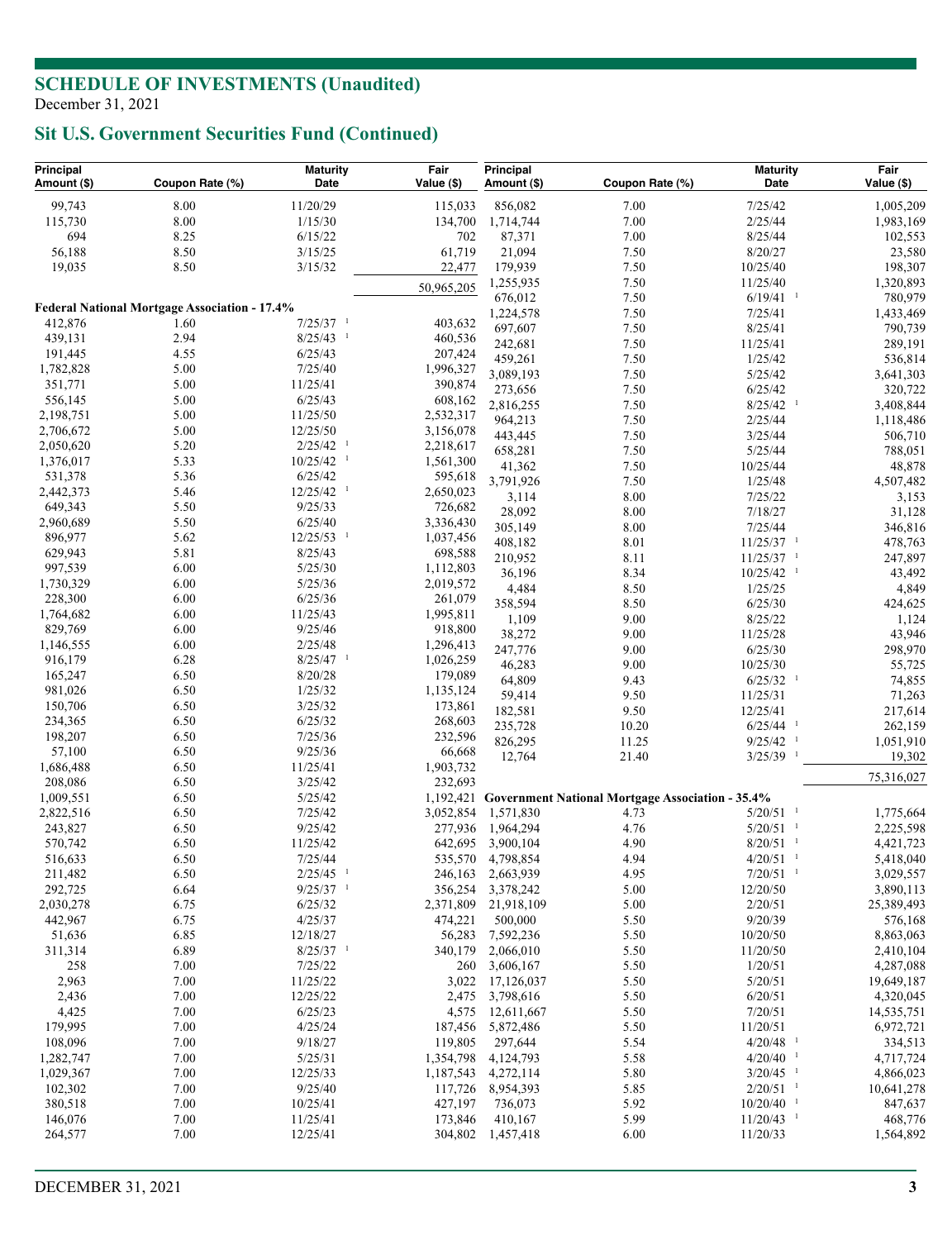## SCHEDULE OF INVESTMENTS (Unaudited)

December 31, 2021

## Sit U.S. Government Securities Fund (Continued)

| Principal Amount ($) | Coupon Rate (%) | Maturity Date | Fair Value ($) |
|---|---|---|---|
| 99,743 | 8.00 | 11/20/29 | 115,033 |
| 115,730 | 8.00 | 1/15/30 | 134,700 |
| 694 | 8.25 | 6/15/22 | 702 |
| 56,188 | 8.50 | 3/15/25 | 61,719 |
| 19,035 | 8.50 | 3/15/32 | 22,477 |
| | | | 50,965,205 |
| **Federal National Mortgage Association - 17.4%** | | | |
| 412,876 | 1.60 | 7/25/37 [1] | 403,632 |
| 439,131 | 2.94 | 8/25/43 [1] | 460,536 |
| 191,445 | 4.55 | 6/25/43 | 207,424 |
| 1,782,828 | 5.00 | 7/25/40 | 1,996,327 |
| 351,771 | 5.00 | 11/25/41 | 390,874 |
| 556,145 | 5.00 | 6/25/43 | 608,162 |
| 2,198,751 | 5.00 | 11/25/50 | 2,532,317 |
| 2,706,672 | 5.00 | 12/25/50 | 3,156,078 |
| 2,050,620 | 5.20 | 2/25/42 [1] | 2,218,617 |
| 1,376,017 | 5.33 | 10/25/42 [1] | 1,561,300 |
| 531,378 | 5.36 | 6/25/42 | 595,618 |
| 2,442,373 | 5.46 | 12/25/42 [1] | 2,650,023 |
| 649,343 | 5.50 | 9/25/33 | 726,682 |
| 2,960,689 | 5.50 | 6/25/40 | 3,336,430 |
| 896,977 | 5.62 | 12/25/53 [1] | 1,037,456 |
| 629,943 | 5.81 | 8/25/43 | 698,588 |
| 997,539 | 6.00 | 5/25/30 | 1,112,803 |
| 1,730,329 | 6.00 | 5/25/36 | 2,019,572 |
| 228,300 | 6.00 | 6/25/36 | 261,079 |
| 1,764,682 | 6.00 | 11/25/43 | 1,995,811 |
| 829,769 | 6.00 | 9/25/46 | 918,800 |
| 1,146,555 | 6.00 | 2/25/48 | 1,296,413 |
| 916,179 | 6.28 | 8/25/47 [1] | 1,026,259 |
| 165,247 | 6.50 | 8/20/28 | 179,089 |
| 981,026 | 6.50 | 1/25/32 | 1,135,124 |
| 150,706 | 6.50 | 3/25/32 | 173,861 |
| 234,365 | 6.50 | 6/25/32 | 268,603 |
| 198,207 | 6.50 | 7/25/36 | 232,596 |
| 57,100 | 6.50 | 9/25/36 | 66,668 |
| 1,686,488 | 6.50 | 11/25/41 | 1,903,732 |
| 208,086 | 6.50 | 3/25/42 | 232,693 |
| 1,009,551 | 6.50 | 5/25/42 | 1,192,421 |
| 2,822,516 | 6.50 | 7/25/42 | 3,052,854 |
| 243,827 | 6.50 | 9/25/42 | 277,936 |
| 570,742 | 6.50 | 11/25/42 | 642,695 |
| 516,633 | 6.50 | 7/25/44 | 535,570 |
| 211,482 | 6.50 | 2/25/45 [1] | 246,163 |
| 292,725 | 6.64 | 9/25/37 [1] | 356,254 |
| 2,030,278 | 6.75 | 6/25/32 | 2,371,809 |
| 442,967 | 6.75 | 4/25/37 | 474,221 |
| 51,636 | 6.85 | 12/18/27 | 56,283 |
| 311,314 | 6.89 | 8/25/37 [1] | 340,179 |
| 258 | 7.00 | 7/25/22 | 260 |
| 2,963 | 7.00 | 11/25/22 | 3,022 |
| 2,436 | 7.00 | 12/25/22 | 2,475 |
| 4,425 | 7.00 | 6/25/23 | 4,575 |
| 179,995 | 7.00 | 4/25/24 | 187,456 |
| 108,096 | 7.00 | 9/18/27 | 119,805 |
| 1,282,747 | 7.00 | 5/25/31 | 1,354,798 |
| 1,029,367 | 7.00 | 12/25/33 | 1,187,543 |
| 102,302 | 7.00 | 9/25/40 | 117,726 |
| 380,518 | 7.00 | 10/25/41 | 427,197 |
| 146,076 | 7.00 | 11/25/41 | 173,846 |
| 264,577 | 7.00 | 12/25/41 | 304,802 |
| 856,082 | 7.00 | 7/25/42 | 1,005,209 |
| 1,714,744 | 7.00 | 2/25/44 | 1,983,169 |
| 87,371 | 7.00 | 8/25/44 | 102,553 |
| 21,094 | 7.50 | 8/20/27 | 23,580 |
| 179,939 | 7.50 | 10/25/40 | 198,307 |
| 1,255,935 | 7.50 | 11/25/40 | 1,320,893 |
| 676,012 | 7.50 | 6/19/41 [1] | 780,979 |
| 1,224,578 | 7.50 | 7/25/41 | 1,433,469 |
| 697,607 | 7.50 | 8/25/41 | 790,739 |
| 242,681 | 7.50 | 11/25/41 | 289,191 |
| 459,261 | 7.50 | 1/25/42 | 536,814 |
| 3,089,193 | 7.50 | 5/25/42 | 3,641,303 |
| 273,656 | 7.50 | 6/25/42 | 320,722 |
| 2,816,255 | 7.50 | 8/25/42 [1] | 3,408,844 |
| 964,213 | 7.50 | 2/25/44 | 1,118,486 |
| 443,445 | 7.50 | 3/25/44 | 506,710 |
| 658,281 | 7.50 | 5/25/44 | 788,051 |
| 41,362 | 7.50 | 10/25/44 | 48,878 |
| 3,791,926 | 7.50 | 1/25/48 | 4,507,482 |
| 3,114 | 8.00 | 7/25/22 | 3,153 |
| 28,092 | 8.00 | 7/18/27 | 31,128 |
| 305,149 | 8.00 | 7/25/44 | 346,816 |
| 408,182 | 8.01 | 11/25/37 [1] | 478,763 |
| 210,952 | 8.11 | 11/25/37 [1] | 247,897 |
| 36,196 | 8.34 | 10/25/42 [1] | 43,492 |
| 4,484 | 8.50 | 1/25/25 | 4,849 |
| 358,594 | 8.50 | 6/25/30 | 424,625 |
| 1,109 | 9.00 | 8/25/22 | 1,124 |
| 38,272 | 9.00 | 11/25/28 | 43,946 |
| 247,776 | 9.00 | 6/25/30 | 298,970 |
| 46,283 | 9.00 | 10/25/30 | 55,725 |
| 64,809 | 9.43 | 6/25/32 [1] | 74,855 |
| 59,414 | 9.50 | 11/25/31 | 71,263 |
| 182,581 | 9.50 | 12/25/41 | 217,614 |
| 235,728 | 10.20 | 6/25/44 [1] | 262,159 |
| 826,295 | 11.25 | 9/25/42 [1] | 1,051,910 |
| 12,764 | 21.40 | 3/25/39 [1] | 19,302 |
| | | | 75,316,027 |
| **Government National Mortgage Association - 35.4%** | | | |
| 1,571,830 | 4.73 | 5/20/51 [1] | 1,775,664 |
| 1,964,294 | 4.76 | 5/20/51 [1] | 2,225,598 |
| 3,900,104 | 4.90 | 8/20/51 [1] | 4,421,723 |
| 4,798,854 | 4.94 | 4/20/51 [1] | 5,418,040 |
| 2,663,939 | 4.95 | 7/20/51 [1] | 3,029,557 |
| 3,378,242 | 5.00 | 12/20/50 | 3,890,113 |
| 21,918,109 | 5.00 | 2/20/51 | 25,389,493 |
| 500,000 | 5.50 | 9/20/39 | 576,168 |
| 7,592,236 | 5.50 | 10/20/50 | 8,863,063 |
| 2,066,010 | 5.50 | 11/20/50 | 2,410,104 |
| 3,606,167 | 5.50 | 1/20/51 | 4,287,088 |
| 17,126,037 | 5.50 | 5/20/51 | 19,649,187 |
| 3,798,616 | 5.50 | 6/20/51 | 4,320,045 |
| 12,611,667 | 5.50 | 7/20/51 | 14,535,751 |
| 5,872,486 | 5.50 | 11/20/51 | 6,972,721 |
| 297,644 | 5.54 | 4/20/48 [1] | 334,513 |
| 4,124,793 | 5.58 | 4/20/40 [1] | 4,717,724 |
| 4,272,114 | 5.80 | 3/20/45 [1] | 4,866,023 |
| 8,954,393 | 5.85 | 2/20/51 [1] | 10,641,278 |
| 736,073 | 5.92 | 10/20/40 [1] | 847,637 |
| 410,167 | 5.99 | 11/20/43 [1] | 468,776 |
| 1,457,418 | 6.00 | 11/20/33 | 1,564,892 |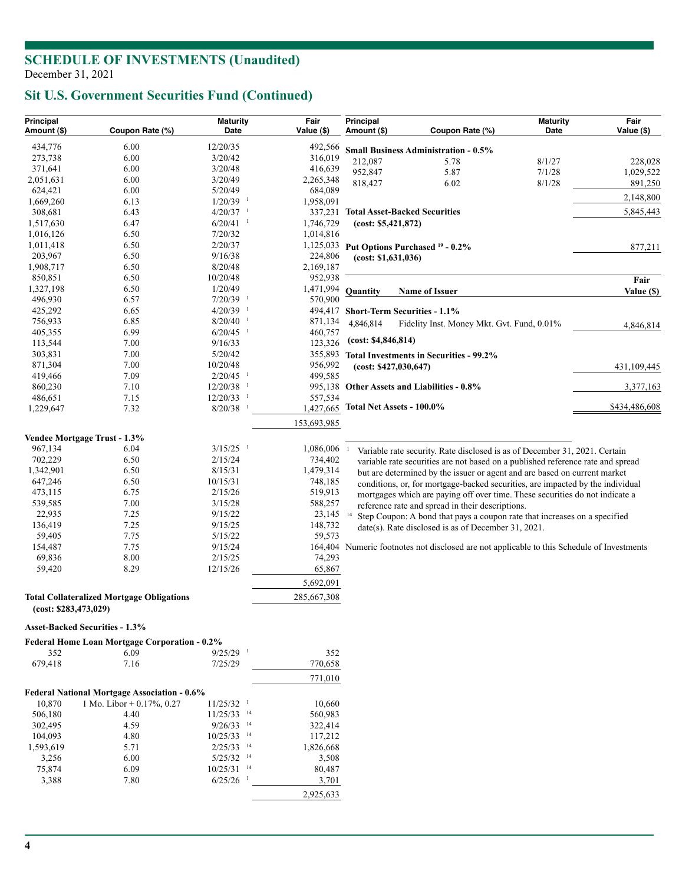# SCHEDULE OF INVESTMENTS (Unaudited)

December 31, 2021

## Sit U.S. Government Securities Fund (Continued)

| Principal Amount ($) | Coupon Rate (%) | Maturity Date | Fair Value ($) |
|---|---|---|---|
| 434,776 | 6.00 | 12/20/35 | 492,566 |
| 273,738 | 6.00 | 3/20/42 | 316,019 |
| 371,641 | 6.00 | 3/20/48 | 416,639 |
| 2,051,631 | 6.00 | 3/20/49 | 2,265,348 |
| 624,421 | 6.00 | 5/20/49 | 684,089 |
| 1,669,260 | 6.13 | 1/20/39 [1] | 1,958,091 |
| 308,681 | 6.43 | 4/20/37 [1] | 337,231 |
| 1,517,630 | 6.47 | 6/20/41 [1] | 1,746,729 |
| 1,016,126 | 6.50 | 7/20/32 | 1,014,816 |
| 1,011,418 | 6.50 | 2/20/37 | 1,125,033 |
| 203,967 | 6.50 | 9/16/38 | 224,806 |
| 1,908,717 | 6.50 | 8/20/48 | 2,169,187 |
| 850,851 | 6.50 | 10/20/48 | 952,938 |
| 1,327,198 | 6.50 | 1/20/49 | 1,471,994 |
| 496,930 | 6.57 | 7/20/39 [1] | 570,900 |
| 425,292 | 6.65 | 4/20/39 [1] | 494,417 |
| 756,933 | 6.85 | 8/20/40 [1] | 871,134 |
| 405,355 | 6.99 | 6/20/45 [1] | 460,757 |
| 113,544 | 7.00 | 9/16/33 | 123,326 |
| 303,831 | 7.00 | 5/20/42 | 355,893 |
| 871,304 | 7.00 | 10/20/48 | 956,992 |
| 419,466 | 7.09 | 2/20/45 [1] | 499,585 |
| 860,230 | 7.10 | 12/20/38 [1] | 995,138 |
| 486,651 | 7.15 | 12/20/33 [1] | 557,534 |
| 1,229,647 | 7.32 | 8/20/38 [1] | 1,427,665 |
| | | | 153,693,985 |
| **Vendee Mortgage Trust - 1.3%** | | | |
| 967,134 | 6.04 | 3/15/25 [1] | 1,086,006 |
| 702,229 | 6.50 | 2/15/24 | 734,402 |
| 1,342,901 | 6.50 | 8/15/31 | 1,479,314 |
| 647,246 | 6.50 | 10/15/31 | 748,185 |
| 473,115 | 6.75 | 2/15/26 | 519,913 |
| 539,585 | 7.00 | 3/15/28 | 588,257 |
| 22,935 | 7.25 | 9/15/22 | 23,145 |
| 136,419 | 7.25 | 9/15/25 | 148,732 |
| 59,405 | 7.75 | 5/15/22 | 59,573 |
| 154,487 | 7.75 | 9/15/24 | 164,404 |
| 69,836 | 8.00 | 2/15/25 | 74,293 |
| 59,420 | 8.29 | 12/15/26 | 65,867 |
| | | | 5,692,091 |
| **Total Collateralized Mortgage Obligations (cost: $283,473,029)** | | | 285,667,308 |
| **Asset-Backed Securities - 1.3%** | | | |
| **Federal Home Loan Mortgage Corporation - 0.2%** | | | |
| 352 | 6.09 | 9/25/29 [1] | 352 |
| 679,418 | 7.16 | 7/25/29 | 770,658 |
| | | | 771,010 |
| **Federal National Mortgage Association - 0.6%** | | | |
| 10,870 | 1 Mo. Libor + 0.17%, 0.27 | 11/25/32 [1] | 10,660 |
| 506,180 | 4.40 | 11/25/33 [14] | 560,983 |
| 302,495 | 4.59 | 9/26/33 [14] | 322,414 |
| 104,093 | 4.80 | 10/25/33 [14] | 117,212 |
| 1,593,619 | 5.71 | 2/25/33 [14] | 1,826,668 |
| 3,256 | 6.00 | 5/25/32 [14] | 3,508 |
| 75,874 | 6.09 | 10/25/31 [14] | 80,487 |
| 3,388 | 7.80 | 6/25/26 [1] | 3,701 |
| | | | 2,925,633 |
| **Small Business Administration - 0.5%** | | | |
| 212,087 | 5.78 | 8/1/27 | 228,028 |
| 952,847 | 5.87 | 7/1/28 | 1,029,522 |
| 818,427 | 6.02 | 8/1/28 | 891,250 |
| | | | 2,148,800 |
| **Total Asset-Backed Securities (cost: $5,421,872)** | | | 5,845,443 |
| **Put Options Purchased [19] - 0.2% (cost: $1,631,036)** | | | 877,211 |

| Quantity | Name of Issuer | Fair Value ($) |
|---|---|---|
| **Short-Term Securities - 1.1%** | | |
| 4,846,814 | Fidelity Inst. Money Mkt. Gvt. Fund, 0.01% | 4,846,814 |
| **(cost: $4,846,814)** | | |
| **Total Investments in Securities - 99.2% (cost: $427,030,647)** | | 431,109,445 |
| **Other Assets and Liabilities - 0.8%** | | 3,377,163 |
| **Total Net Assets - 100.0%** | | $434,486,608 |

[1] Variable rate security. Rate disclosed is as of December 31, 2021. Certain variable rate securities are not based on a published reference rate and spread but are determined by the issuer or agent and are based on current market conditions, or, for mortgage-backed securities, are impacted by the individual mortgages which are paying off over time. These securities do not indicate a reference rate and spread in their descriptions.

[14] Step Coupon: A bond that pays a coupon rate that increases on a specified date(s). Rate disclosed is as of December 31, 2021.

Numeric footnotes not disclosed are not applicable to this Schedule of Investments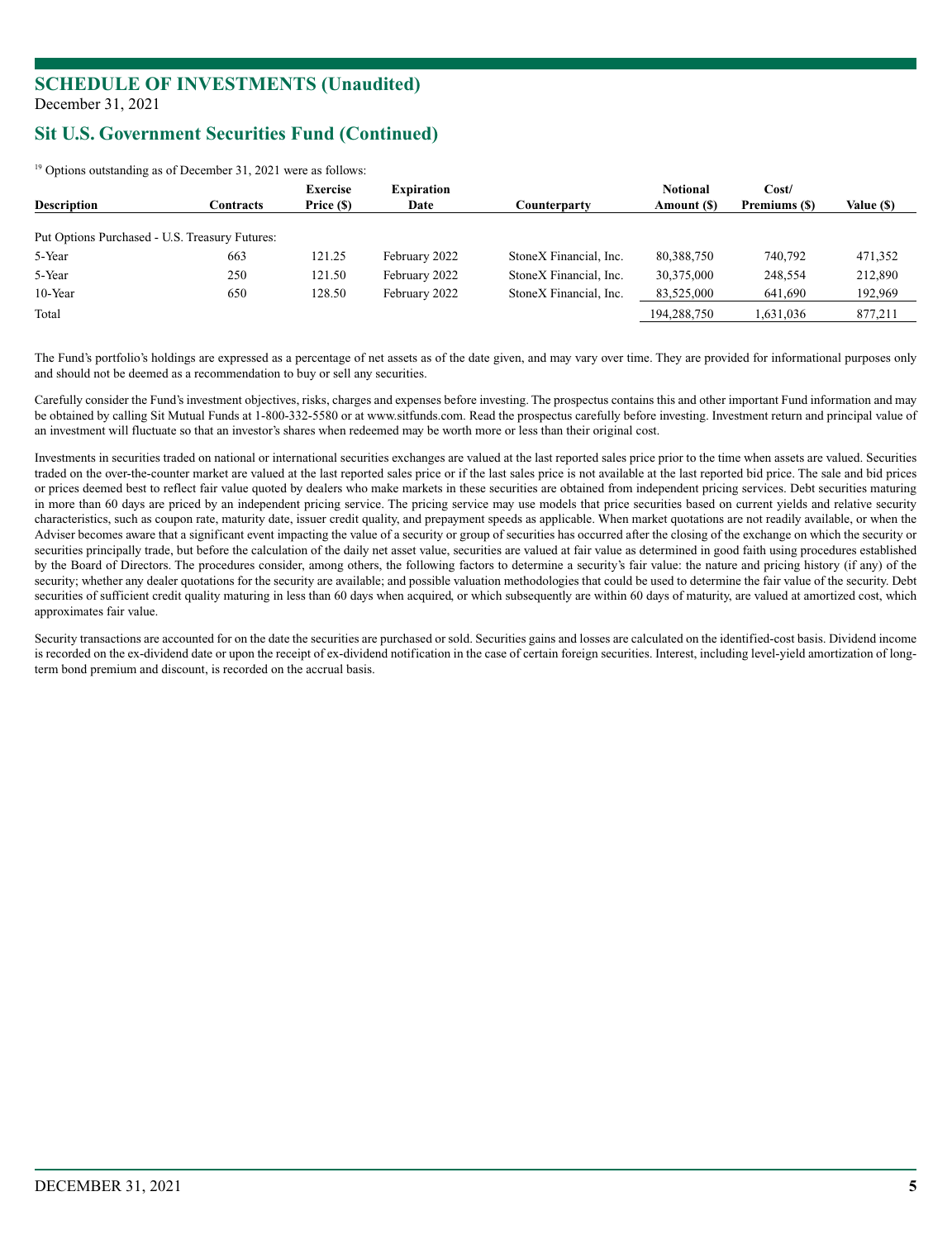# SCHEDULE OF INVESTMENTS (Unaudited)

December 31, 2021

## Sit U.S. Government Securities Fund (Continued)

[19] Options outstanding as of December 31, 2021 were as follows:

| Description | Contracts | Exercise Price ($) | Expiration Date | Counterparty | Notional Amount ($) | Cost/ Premiums ($) | Value ($) |
|---|---|---|---|---|---|---|---|
| Put Options Purchased - U.S. Treasury Futures: | | | | | | | |
| 5-Year | 663 | 121.25 | February 2022 | StoneX Financial, Inc. | 80,388,750 | 740,792 | 471,352 |
| 5-Year | 250 | 121.50 | February 2022 | StoneX Financial, Inc. | 30,375,000 | 248,554 | 212,890 |
| 10-Year | 650 | 128.50 | February 2022 | StoneX Financial, Inc. | 83,525,000 | 641,690 | 192,969 |
| Total | | | | | 194,288,750 | 1,631,036 | 877,211 |

The Fund's portfolio's holdings are expressed as a percentage of net assets as of the date given, and may vary over time. They are provided for informational purposes only and should not be deemed as a recommendation to buy or sell any securities.

Carefully consider the Fund's investment objectives, risks, charges and expenses before investing. The prospectus contains this and other important Fund information and may be obtained by calling Sit Mutual Funds at 1-800-332-5580 or at www.sitfunds.com. Read the prospectus carefully before investing. Investment return and principal value of an investment will fluctuate so that an investor's shares when redeemed may be worth more or less than their original cost.

Investments in securities traded on national or international securities exchanges are valued at the last reported sales price prior to the time when assets are valued. Securities traded on the over-the-counter market are valued at the last reported sales price or if the last sales price is not available at the last reported bid price. The sale and bid prices or prices deemed best to reflect fair value quoted by dealers who make markets in these securities are obtained from independent pricing services. Debt securities maturing in more than 60 days are priced by an independent pricing service. The pricing service may use models that price securities based on current yields and relative security characteristics, such as coupon rate, maturity date, issuer credit quality, and prepayment speeds as applicable. When market quotations are not readily available, or when the Adviser becomes aware that a significant event impacting the value of a security or group of securities has occurred after the closing of the exchange on which the security or securities principally trade, but before the calculation of the daily net asset value, securities are valued at fair value as determined in good faith using procedures established by the Board of Directors. The procedures consider, among others, the following factors to determine a security's fair value: the nature and pricing history (if any) of the security; whether any dealer quotations for the security are available; and possible valuation methodologies that could be used to determine the fair value of the security. Debt securities of sufficient credit quality maturing in less than 60 days when acquired, or which subsequently are within 60 days of maturity, are valued at amortized cost, which approximates fair value.

Security transactions are accounted for on the date the securities are purchased or sold. Securities gains and losses are calculated on the identified-cost basis. Dividend income is recorded on the ex-dividend date or upon the receipt of ex-dividend notification in the case of certain foreign securities. Interest, including level-yield amortization of long-term bond premium and discount, is recorded on the accrual basis.